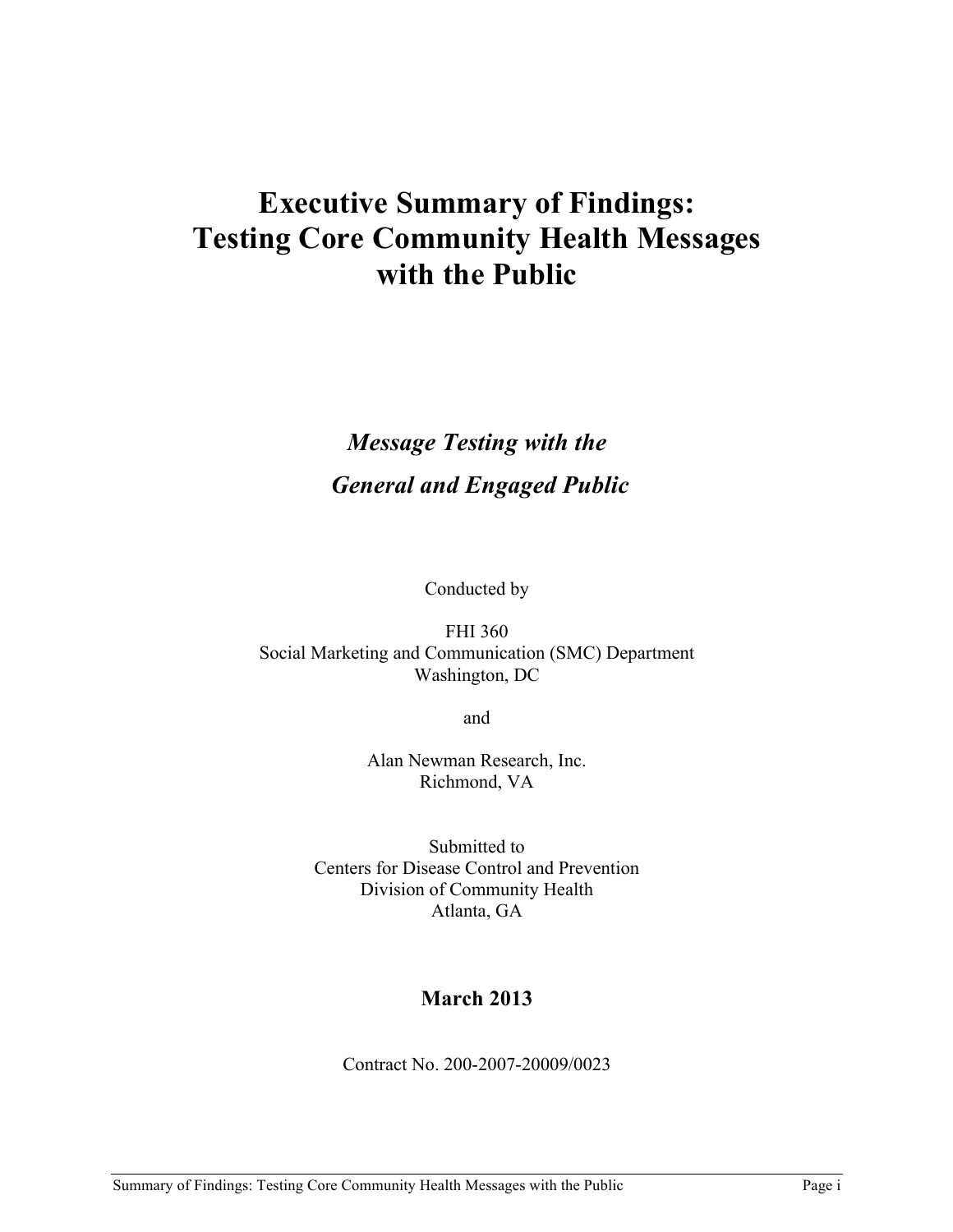# Executive Summary of Findings: Testing Core Community Health Messages with the Public

## *Message Testing with the General and Engaged Public*

Conducted by

FHI 360
Social Marketing and Communication (SMC) Department
Washington, DC

and

Alan Newman Research, Inc.
Richmond, VA

Submitted to
Centers for Disease Control and Prevention
Division of Community Health
Atlanta, GA

**March 2013**

Contract No. 200-2007-20009/0023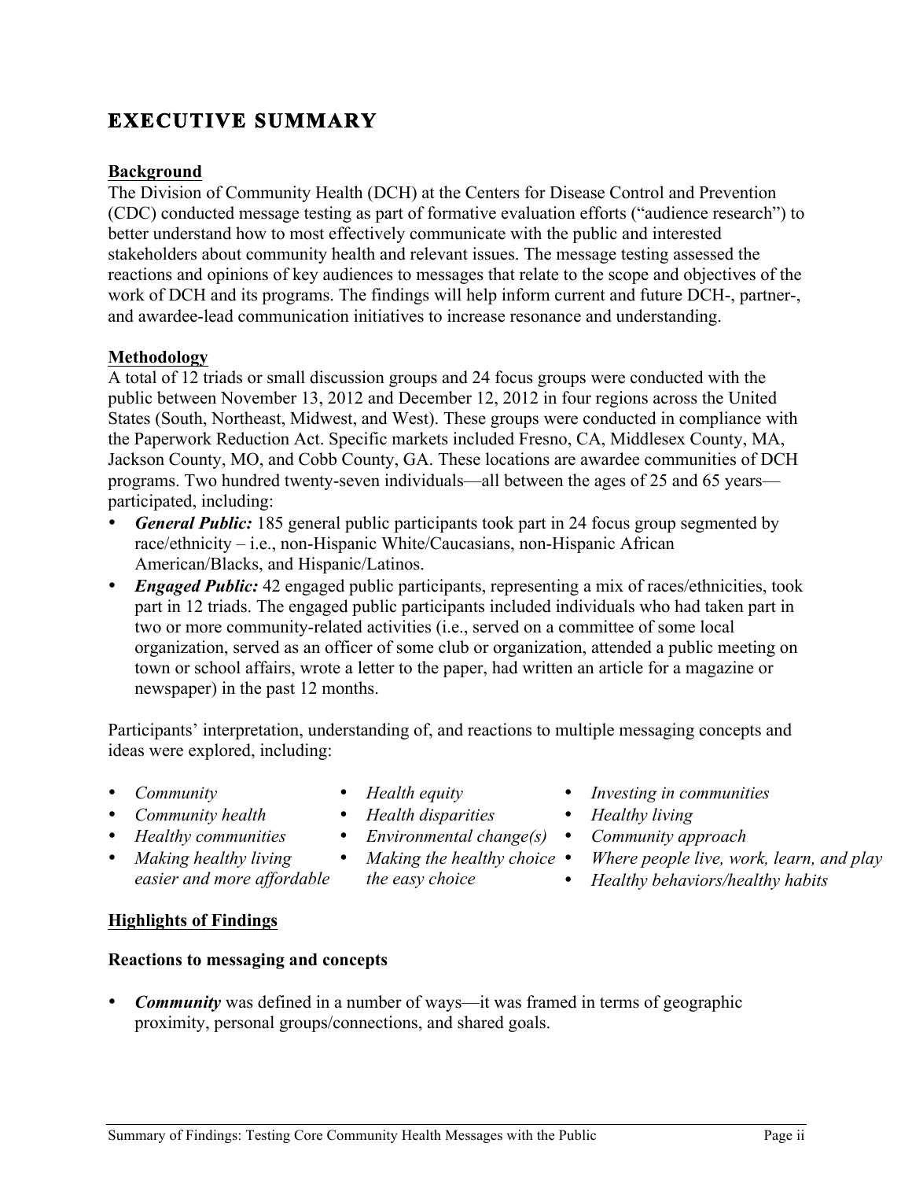# EXECUTIVE SUMMARY

**Background**

The Division of Community Health (DCH) at the Centers for Disease Control and Prevention (CDC) conducted message testing as part of formative evaluation efforts ("audience research") to better understand how to most effectively communicate with the public and interested stakeholders about community health and relevant issues. The message testing assessed the reactions and opinions of key audiences to messages that relate to the scope and objectives of the work of DCH and its programs. The findings will help inform current and future DCH-, partner-, and awardee-lead communication initiatives to increase resonance and understanding.

**Methodology**

A total of 12 triads or small discussion groups and 24 focus groups were conducted with the public between November 13, 2012 and December 12, 2012 in four regions across the United States (South, Northeast, Midwest, and West). These groups were conducted in compliance with the Paperwork Reduction Act. Specific markets included Fresno, CA, Middlesex County, MA, Jackson County, MO, and Cobb County, GA. These locations are awardee communities of DCH programs. Two hundred twenty-seven individuals—all between the ages of 25 and 65 years—participated, including:

- ***General Public:*** 185 general public participants took part in 24 focus group segmented by race/ethnicity – i.e., non-Hispanic White/Caucasians, non-Hispanic African American/Blacks, and Hispanic/Latinos.
- ***Engaged Public:*** 42 engaged public participants, representing a mix of races/ethnicities, took part in 12 triads. The engaged public participants included individuals who had taken part in two or more community-related activities (i.e., served on a committee of some local organization, served as an officer of some club or organization, attended a public meeting on town or school affairs, wrote a letter to the paper, had written an article for a magazine or newspaper) in the past 12 months.

Participants' interpretation, understanding of, and reactions to multiple messaging concepts and ideas were explored, including:

- *Community*
- *Community health*
- *Healthy communities*
- *Making healthy living easier and more affordable*
- *Health equity*
- *Health disparities*
- *Environmental change(s)*
- *Making the healthy choice the easy choice*
- *Investing in communities*
- *Healthy living*
- *Community approach*
- *Where people live, work, learn, and play*
- *Healthy behaviors/healthy habits*

**Highlights of Findings**

**Reactions to messaging and concepts**

- ***Community*** was defined in a number of ways—it was framed in terms of geographic proximity, personal groups/connections, and shared goals.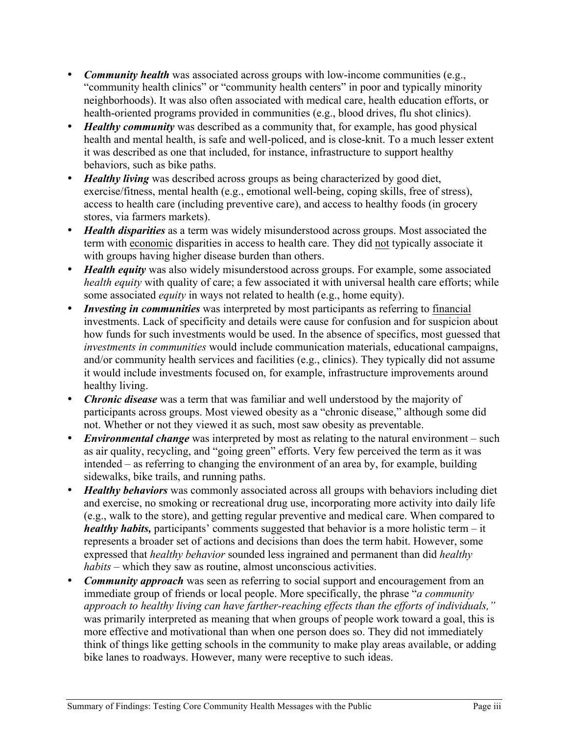- ***Community health*** was associated across groups with low-income communities (e.g., "community health clinics" or "community health centers" in poor and typically minority neighborhoods). It was also often associated with medical care, health education efforts, or health-oriented programs provided in communities (e.g., blood drives, flu shot clinics).
- ***Healthy community*** was described as a community that, for example, has good physical health and mental health, is safe and well-policed, and is close-knit. To a much lesser extent it was described as one that included, for instance, infrastructure to support healthy behaviors, such as bike paths.
- ***Healthy living*** was described across groups as being characterized by good diet, exercise/fitness, mental health (e.g., emotional well-being, coping skills, free of stress), access to health care (including preventive care), and access to healthy foods (in grocery stores, via farmers markets).
- ***Health disparities*** as a term was widely misunderstood across groups. Most associated the term with <u>economic</u> disparities in access to health care. They did <u>not</u> typically associate it with groups having higher disease burden than others.
- ***Health equity*** was also widely misunderstood across groups. For example, some associated *health equity* with quality of care; a few associated it with universal health care efforts; while some associated *equity* in ways not related to health (e.g., home equity).
- ***Investing in communities*** was interpreted by most participants as referring to <u>financial</u> investments. Lack of specificity and details were cause for confusion and for suspicion about how funds for such investments would be used. In the absence of specifics, most guessed that *investments in communities* would include communication materials, educational campaigns, and/or community health services and facilities (e.g., clinics). They typically did not assume it would include investments focused on, for example, infrastructure improvements around healthy living.
- ***Chronic disease*** was a term that was familiar and well understood by the majority of participants across groups. Most viewed obesity as a "chronic disease," although some did not. Whether or not they viewed it as such, most saw obesity as preventable.
- ***Environmental change*** was interpreted by most as relating to the natural environment – such as air quality, recycling, and "going green" efforts. Very few perceived the term as it was intended – as referring to changing the environment of an area by, for example, building sidewalks, bike trails, and running paths.
- ***Healthy behaviors*** was commonly associated across all groups with behaviors including diet and exercise, no smoking or recreational drug use, incorporating more activity into daily life (e.g., walk to the store), and getting regular preventive and medical care. When compared to ***healthy habits,*** participants' comments suggested that behavior is a more holistic term – it represents a broader set of actions and decisions than does the term habit. However, some expressed that *healthy behavior* sounded less ingrained and permanent than did *healthy habits* – which they saw as routine, almost unconscious activities.
- ***Community approach*** was seen as referring to social support and encouragement from an immediate group of friends or local people. More specifically, the phrase "*a community approach to healthy living can have farther-reaching effects than the efforts of individuals,"* was primarily interpreted as meaning that when groups of people work toward a goal, this is more effective and motivational than when one person does so. They did not immediately think of things like getting schools in the community to make play areas available, or adding bike lanes to roadways. However, many were receptive to such ideas.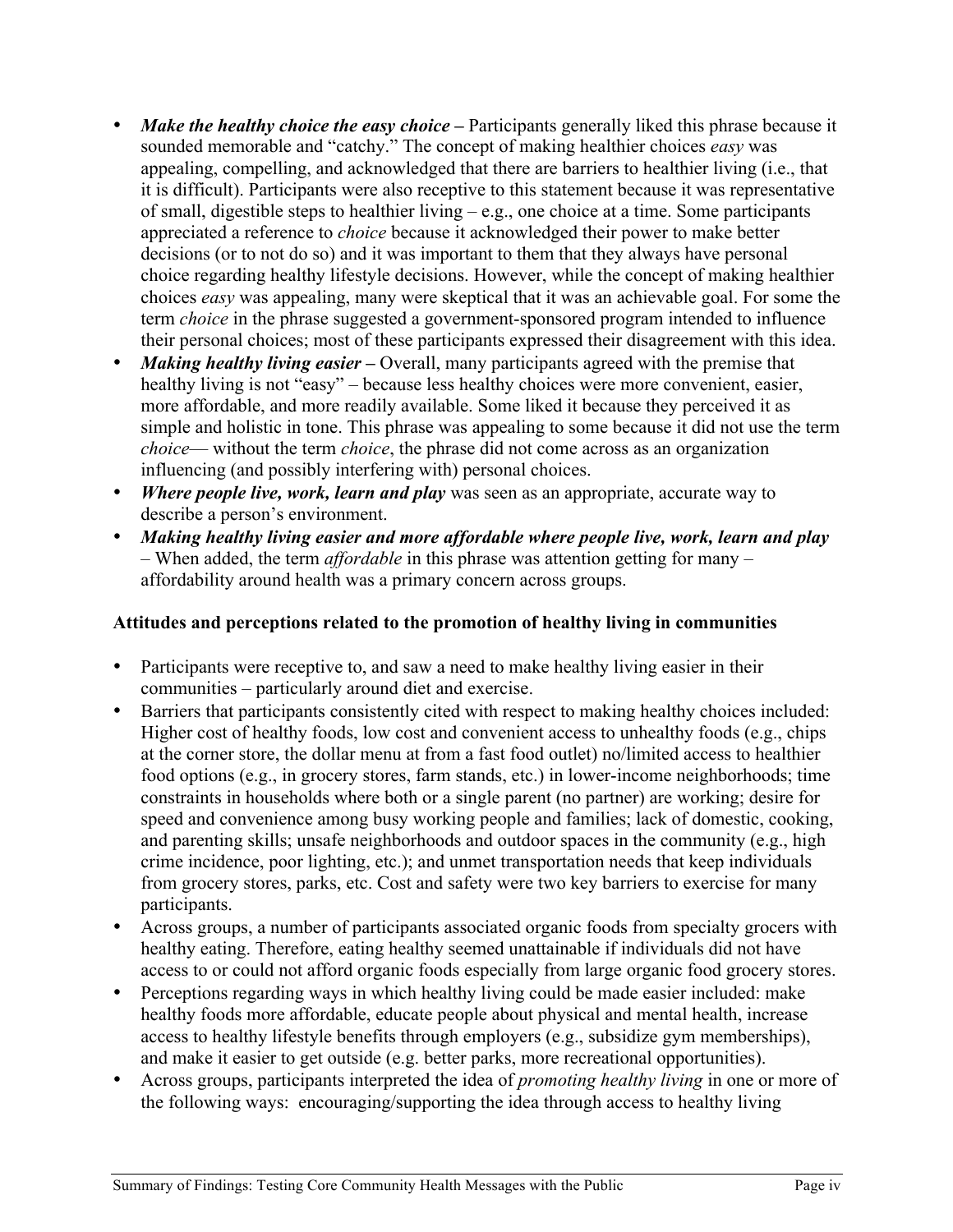- ***Make the healthy choice the easy choice –*** Participants generally liked this phrase because it sounded memorable and "catchy." The concept of making healthier choices *easy* was appealing, compelling, and acknowledged that there are barriers to healthier living (i.e., that it is difficult). Participants were also receptive to this statement because it was representative of small, digestible steps to healthier living – e.g., one choice at a time. Some participants appreciated a reference to *choice* because it acknowledged their power to make better decisions (or to not do so) and it was important to them that they always have personal choice regarding healthy lifestyle decisions. However, while the concept of making healthier choices *easy* was appealing, many were skeptical that it was an achievable goal. For some the term *choice* in the phrase suggested a government-sponsored program intended to influence their personal choices; most of these participants expressed their disagreement with this idea.
- ***Making healthy living easier –*** Overall, many participants agreed with the premise that healthy living is not "easy" – because less healthy choices were more convenient, easier, more affordable, and more readily available. Some liked it because they perceived it as simple and holistic in tone. This phrase was appealing to some because it did not use the term *choice*— without the term *choice*, the phrase did not come across as an organization influencing (and possibly interfering with) personal choices.
- ***Where people live, work, learn and play*** was seen as an appropriate, accurate way to describe a person's environment.
- ***Making healthy living easier and more affordable where people live, work, learn and play*** – When added, the term *affordable* in this phrase was attention getting for many – affordability around health was a primary concern across groups.

**Attitudes and perceptions related to the promotion of healthy living in communities**

- Participants were receptive to, and saw a need to make healthy living easier in their communities – particularly around diet and exercise.
- Barriers that participants consistently cited with respect to making healthy choices included: Higher cost of healthy foods, low cost and convenient access to unhealthy foods (e.g., chips at the corner store, the dollar menu at from a fast food outlet) no/limited access to healthier food options (e.g., in grocery stores, farm stands, etc.) in lower-income neighborhoods; time constraints in households where both or a single parent (no partner) are working; desire for speed and convenience among busy working people and families; lack of domestic, cooking, and parenting skills; unsafe neighborhoods and outdoor spaces in the community (e.g., high crime incidence, poor lighting, etc.); and unmet transportation needs that keep individuals from grocery stores, parks, etc. Cost and safety were two key barriers to exercise for many participants.
- Across groups, a number of participants associated organic foods from specialty grocers with healthy eating. Therefore, eating healthy seemed unattainable if individuals did not have access to or could not afford organic foods especially from large organic food grocery stores.
- Perceptions regarding ways in which healthy living could be made easier included: make healthy foods more affordable, educate people about physical and mental health, increase access to healthy lifestyle benefits through employers (e.g., subsidize gym memberships), and make it easier to get outside (e.g. better parks, more recreational opportunities).
- Across groups, participants interpreted the idea of *promoting healthy living* in one or more of the following ways: encouraging/supporting the idea through access to healthy living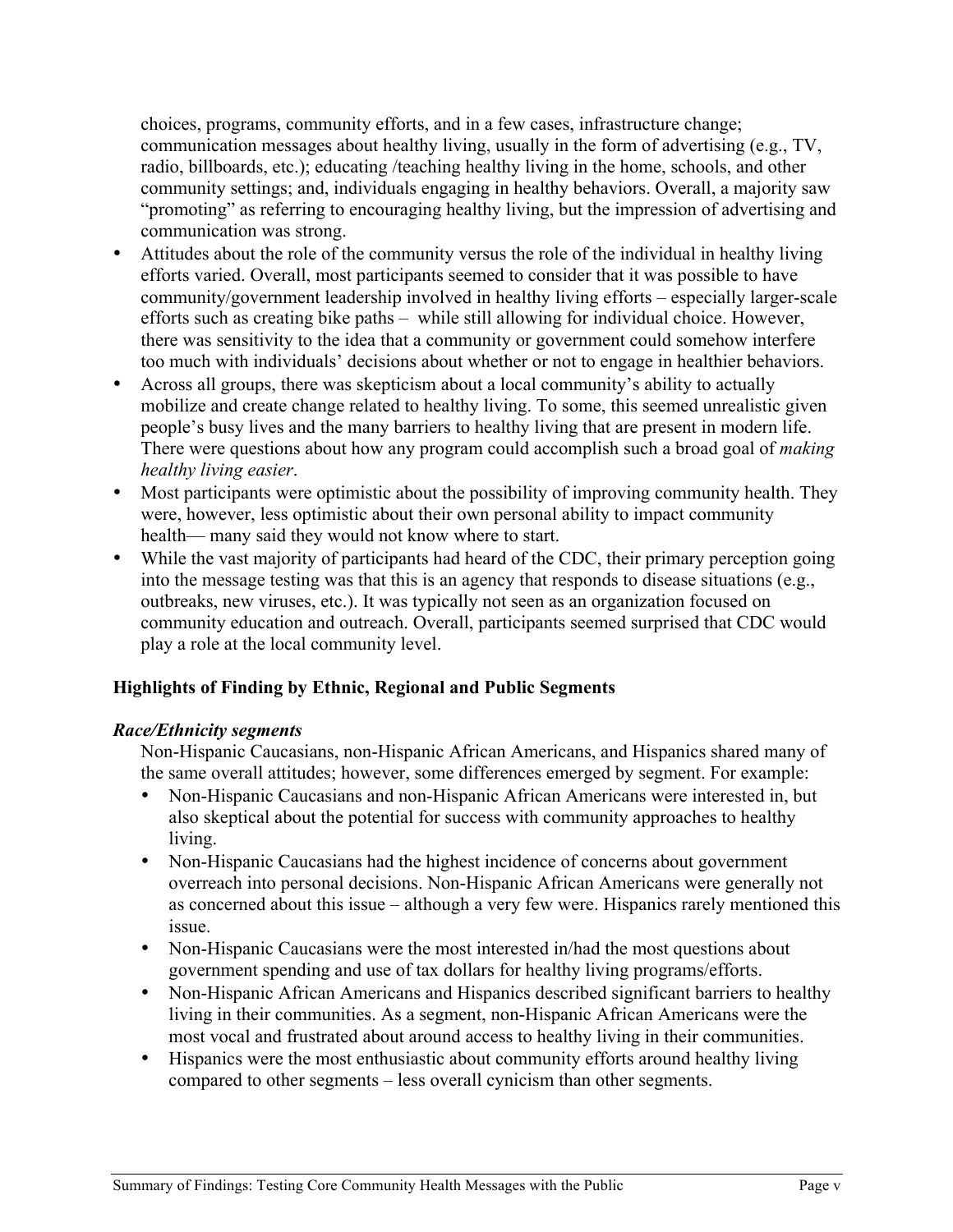choices, programs, community efforts, and in a few cases, infrastructure change; communication messages about healthy living, usually in the form of advertising (e.g., TV, radio, billboards, etc.); educating /teaching healthy living in the home, schools, and other community settings; and, individuals engaging in healthy behaviors. Overall, a majority saw "promoting" as referring to encouraging healthy living, but the impression of advertising and communication was strong.

- Attitudes about the role of the community versus the role of the individual in healthy living efforts varied. Overall, most participants seemed to consider that it was possible to have community/government leadership involved in healthy living efforts – especially larger-scale efforts such as creating bike paths – while still allowing for individual choice. However, there was sensitivity to the idea that a community or government could somehow interfere too much with individuals' decisions about whether or not to engage in healthier behaviors.
- Across all groups, there was skepticism about a local community's ability to actually mobilize and create change related to healthy living. To some, this seemed unrealistic given people's busy lives and the many barriers to healthy living that are present in modern life. There were questions about how any program could accomplish such a broad goal of *making healthy living easier*.
- Most participants were optimistic about the possibility of improving community health. They were, however, less optimistic about their own personal ability to impact community health— many said they would not know where to start.
- While the vast majority of participants had heard of the CDC, their primary perception going into the message testing was that this is an agency that responds to disease situations (e.g., outbreaks, new viruses, etc.). It was typically not seen as an organization focused on community education and outreach. Overall, participants seemed surprised that CDC would play a role at the local community level.

**Highlights of Finding by Ethnic, Regional and Public Segments**

***Race/Ethnicity segments***

Non-Hispanic Caucasians, non-Hispanic African Americans, and Hispanics shared many of the same overall attitudes; however, some differences emerged by segment. For example:

- Non-Hispanic Caucasians and non-Hispanic African Americans were interested in, but also skeptical about the potential for success with community approaches to healthy living.
- Non-Hispanic Caucasians had the highest incidence of concerns about government overreach into personal decisions. Non-Hispanic African Americans were generally not as concerned about this issue – although a very few were. Hispanics rarely mentioned this issue.
- Non-Hispanic Caucasians were the most interested in/had the most questions about government spending and use of tax dollars for healthy living programs/efforts.
- Non-Hispanic African Americans and Hispanics described significant barriers to healthy living in their communities. As a segment, non-Hispanic African Americans were the most vocal and frustrated about around access to healthy living in their communities.
- Hispanics were the most enthusiastic about community efforts around healthy living compared to other segments – less overall cynicism than other segments.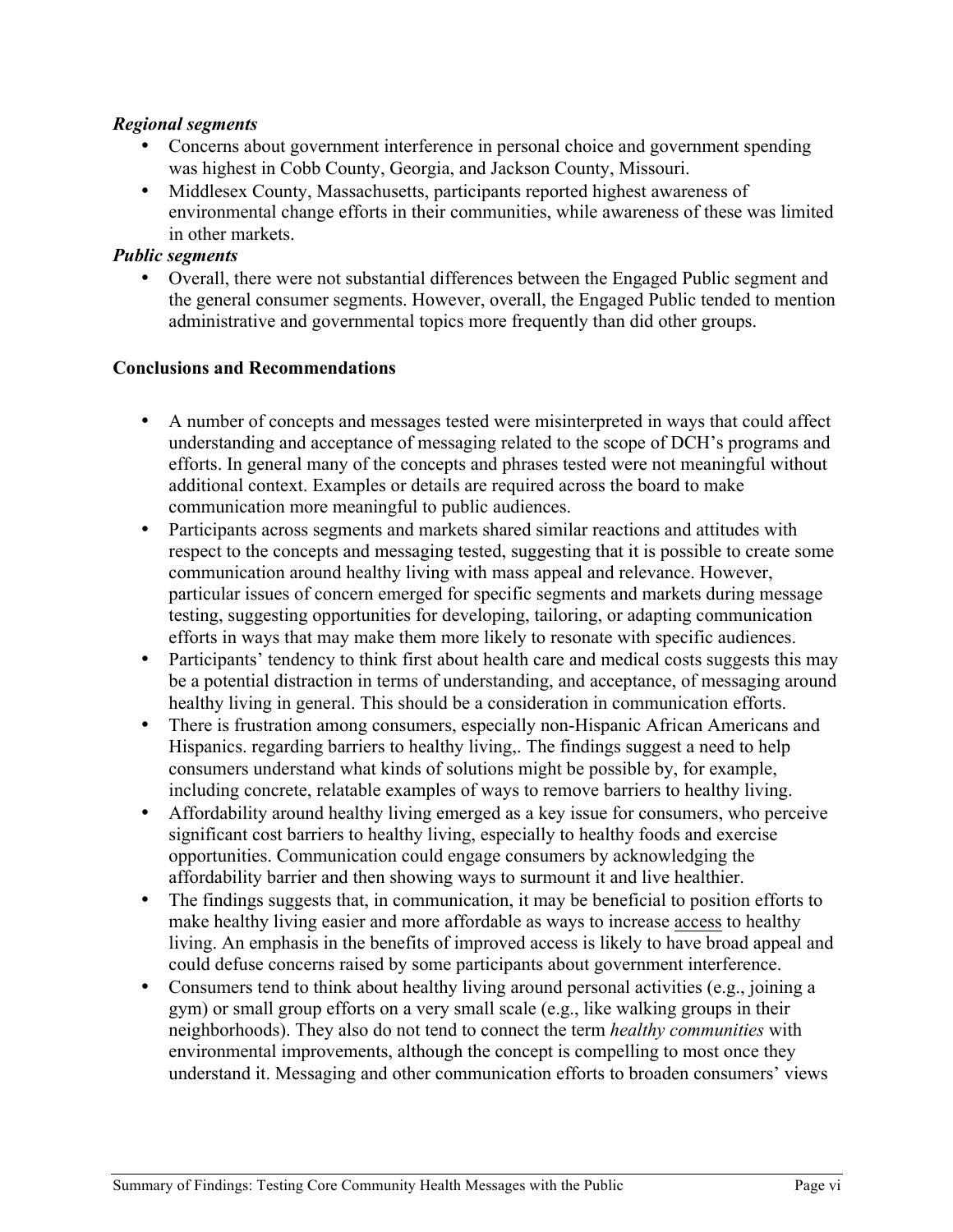***Regional segments***

- Concerns about government interference in personal choice and government spending was highest in Cobb County, Georgia, and Jackson County, Missouri.
- Middlesex County, Massachusetts, participants reported highest awareness of environmental change efforts in their communities, while awareness of these was limited in other markets.

***Public segments***

- Overall, there were not substantial differences between the Engaged Public segment and the general consumer segments. However, overall, the Engaged Public tended to mention administrative and governmental topics more frequently than did other groups.

**Conclusions and Recommendations**

- A number of concepts and messages tested were misinterpreted in ways that could affect understanding and acceptance of messaging related to the scope of DCH's programs and efforts. In general many of the concepts and phrases tested were not meaningful without additional context. Examples or details are required across the board to make communication more meaningful to public audiences.
- Participants across segments and markets shared similar reactions and attitudes with respect to the concepts and messaging tested, suggesting that it is possible to create some communication around healthy living with mass appeal and relevance. However, particular issues of concern emerged for specific segments and markets during message testing, suggesting opportunities for developing, tailoring, or adapting communication efforts in ways that may make them more likely to resonate with specific audiences.
- Participants' tendency to think first about health care and medical costs suggests this may be a potential distraction in terms of understanding, and acceptance, of messaging around healthy living in general. This should be a consideration in communication efforts.
- There is frustration among consumers, especially non-Hispanic African Americans and Hispanics. regarding barriers to healthy living,. The findings suggest a need to help consumers understand what kinds of solutions might be possible by, for example, including concrete, relatable examples of ways to remove barriers to healthy living.
- Affordability around healthy living emerged as a key issue for consumers, who perceive significant cost barriers to healthy living, especially to healthy foods and exercise opportunities. Communication could engage consumers by acknowledging the affordability barrier and then showing ways to surmount it and live healthier.
- The findings suggests that, in communication, it may be beneficial to position efforts to make healthy living easier and more affordable as ways to increase <u>access</u> to healthy living. An emphasis in the benefits of improved access is likely to have broad appeal and could defuse concerns raised by some participants about government interference.
- Consumers tend to think about healthy living around personal activities (e.g., joining a gym) or small group efforts on a very small scale (e.g., like walking groups in their neighborhoods). They also do not tend to connect the term *healthy communities* with environmental improvements, although the concept is compelling to most once they understand it. Messaging and other communication efforts to broaden consumers' views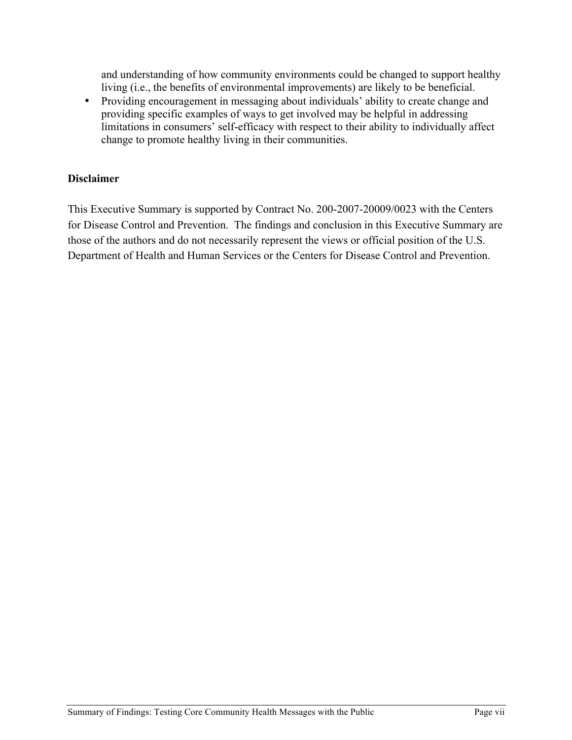and understanding of how community environments could be changed to support healthy living (i.e., the benefits of environmental improvements) are likely to be beneficial.

- Providing encouragement in messaging about individuals' ability to create change and providing specific examples of ways to get involved may be helpful in addressing limitations in consumers' self-efficacy with respect to their ability to individually affect change to promote healthy living in their communities.

**Disclaimer**

This Executive Summary is supported by Contract No. 200-2007-20009/0023 with the Centers for Disease Control and Prevention. The findings and conclusion in this Executive Summary are those of the authors and do not necessarily represent the views or official position of the U.S. Department of Health and Human Services or the Centers for Disease Control and Prevention.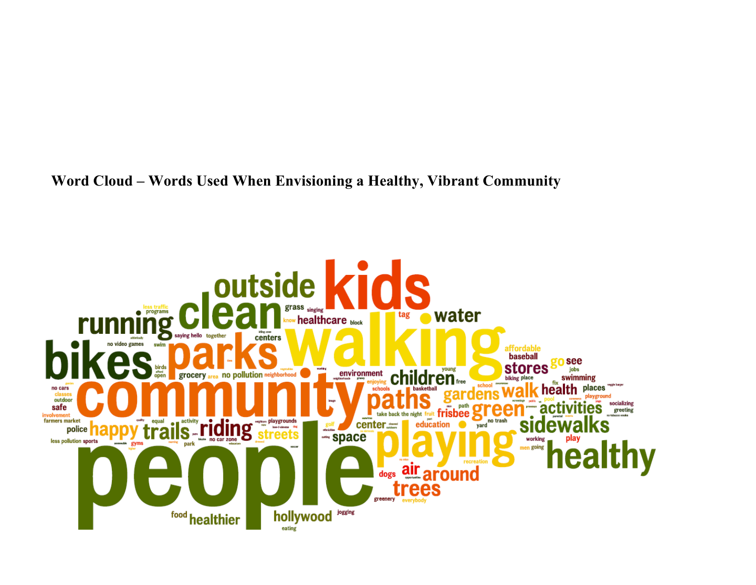**Word Cloud – Words Used When Envisioning a Healthy, Vibrant Community**

people
walking
community
kids
playing
bikes
parks
clean
outside
running
healthy
sidewalks
paths
children
trails
riding
happy
trees
green
walk
gardens
activities
stores
health
water
air
around
hollywood
healthier
streets
space
center
education
frisbee
affordable
baseball
swimming
places
see
go
healthcare
grocery
no pollution
neighborhood
environment
grass
singing
programs
less traffic
saying hello
together
centers
no video games
swim
birds
open
safe
police
farmers market
less pollution
sports
gyms
park
no car zone
playgrounds
food
eating
jogging
greenery
everybody
dogs
recreation
play
working
men
going
yard
no trash
take back the night
fruit
basketball
schools
school
enjoying
young
free
biking
place
jobs
pool
playground
socializing
greeting
fix
tag
block
know
outdoor
classes
no cars
involvement
equal
activity
golf